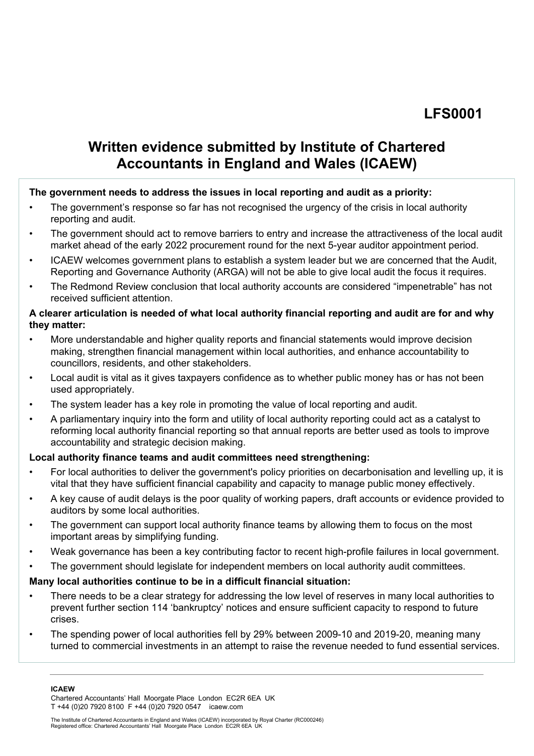LFS0001

# Written evidence submitted by Institute of Chartered Accountants in England and Wales (ICAEW)

**The government needs to address the issues in local reporting and audit as a priority:**

- The government's response so far has not recognised the urgency of the crisis in local authority reporting and audit.
- The government should act to remove barriers to entry and increase the attractiveness of the local audit market ahead of the early 2022 procurement round for the next 5-year auditor appointment period.
- ICAEW welcomes government plans to establish a system leader but we are concerned that the Audit, Reporting and Governance Authority (ARGA) will not be able to give local audit the focus it requires.
- The Redmond Review conclusion that local authority accounts are considered "impenetrable" has not received sufficient attention.

**A clearer articulation is needed of what local authority financial reporting and audit are for and why they matter:**

- More understandable and higher quality reports and financial statements would improve decision making, strengthen financial management within local authorities, and enhance accountability to councillors, residents, and other stakeholders.
- Local audit is vital as it gives taxpayers confidence as to whether public money has or has not been used appropriately.
- The system leader has a key role in promoting the value of local reporting and audit.
- A parliamentary inquiry into the form and utility of local authority reporting could act as a catalyst to reforming local authority financial reporting so that annual reports are better used as tools to improve accountability and strategic decision making.

**Local authority finance teams and audit committees need strengthening:**

- For local authorities to deliver the government's policy priorities on decarbonisation and levelling up, it is vital that they have sufficient financial capability and capacity to manage public money effectively.
- A key cause of audit delays is the poor quality of working papers, draft accounts or evidence provided to auditors by some local authorities.
- The government can support local authority finance teams by allowing them to focus on the most important areas by simplifying funding.
- Weak governance has been a key contributing factor to recent high-profile failures in local government.
- The government should legislate for independent members on local authority audit committees.

**Many local authorities continue to be in a difficult financial situation:**

- There needs to be a clear strategy for addressing the low level of reserves in many local authorities to prevent further section 114 'bankruptcy' notices and ensure sufficient capacity to respond to future crises.
- The spending power of local authorities fell by 29% between 2009-10 and 2019-20, meaning many turned to commercial investments in an attempt to raise the revenue needed to fund essential services.

**ICAEW**
Chartered Accountants' Hall Moorgate Place London EC2R 6EA UK
T +44 (0)20 7920 8100 F +44 (0)20 7920 0547 icaew.com

The Institute of Chartered Accountants in England and Wales (ICAEW) incorporated by Royal Charter (RC000246)
Registered office: Chartered Accountants' Hall Moorgate Place London EC2R 6EA UK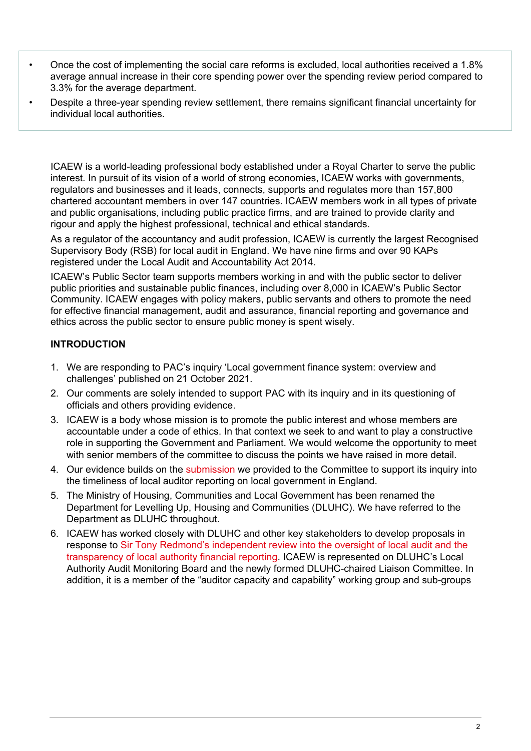- Once the cost of implementing the social care reforms is excluded, local authorities received a 1.8% average annual increase in their core spending power over the spending review period compared to 3.3% for the average department.
- Despite a three-year spending review settlement, there remains significant financial uncertainty for individual local authorities.

ICAEW is a world-leading professional body established under a Royal Charter to serve the public interest. In pursuit of its vision of a world of strong economies, ICAEW works with governments, regulators and businesses and it leads, connects, supports and regulates more than 157,800 chartered accountant members in over 147 countries. ICAEW members work in all types of private and public organisations, including public practice firms, and are trained to provide clarity and rigour and apply the highest professional, technical and ethical standards.

As a regulator of the accountancy and audit profession, ICAEW is currently the largest Recognised Supervisory Body (RSB) for local audit in England. We have nine firms and over 90 KAPs registered under the Local Audit and Accountability Act 2014.

ICAEW's Public Sector team supports members working in and with the public sector to deliver public priorities and sustainable public finances, including over 8,000 in ICAEW's Public Sector Community. ICAEW engages with policy makers, public servants and others to promote the need for effective financial management, audit and assurance, financial reporting and governance and ethics across the public sector to ensure public money is spent wisely.

## INTRODUCTION

1. We are responding to PAC's inquiry 'Local government finance system: overview and challenges' published on 21 October 2021.
2. Our comments are solely intended to support PAC with its inquiry and in its questioning of officials and others providing evidence.
3. ICAEW is a body whose mission is to promote the public interest and whose members are accountable under a code of ethics. In that context we seek to and want to play a constructive role in supporting the Government and Parliament. We would welcome the opportunity to meet with senior members of the committee to discuss the points we have raised in more detail.
4. Our evidence builds on the submission we provided to the Committee to support its inquiry into the timeliness of local auditor reporting on local government in England.
5. The Ministry of Housing, Communities and Local Government has been renamed the Department for Levelling Up, Housing and Communities (DLUHC). We have referred to the Department as DLUHC throughout.
6. ICAEW has worked closely with DLUHC and other key stakeholders to develop proposals in response to Sir Tony Redmond's independent review into the oversight of local audit and the transparency of local authority financial reporting. ICAEW is represented on DLUHC's Local Authority Audit Monitoring Board and the newly formed DLUHC-chaired Liaison Committee. In addition, it is a member of the "auditor capacity and capability" working group and sub-groups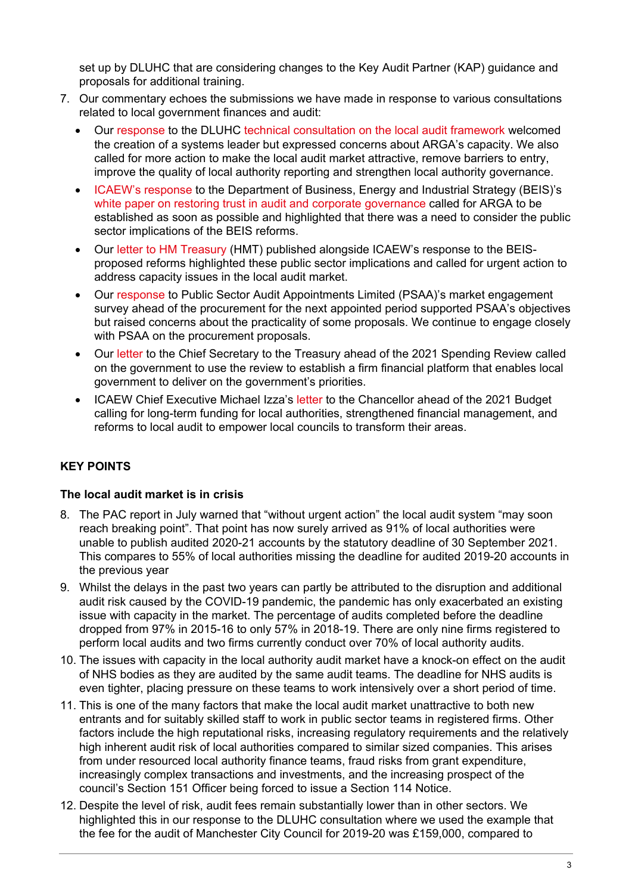set up by DLUHC that are considering changes to the Key Audit Partner (KAP) guidance and proposals for additional training.

7. Our commentary echoes the submissions we have made in response to various consultations related to local government finances and audit:
   - Our response to the DLUHC technical consultation on the local audit framework welcomed the creation of a systems leader but expressed concerns about ARGA's capacity. We also called for more action to make the local audit market attractive, remove barriers to entry, improve the quality of local authority reporting and strengthen local authority governance.
   - ICAEW's response to the Department of Business, Energy and Industrial Strategy (BEIS)'s white paper on restoring trust in audit and corporate governance called for ARGA to be established as soon as possible and highlighted that there was a need to consider the public sector implications of the BEIS reforms.
   - Our letter to HM Treasury (HMT) published alongside ICAEW's response to the BEIS-proposed reforms highlighted these public sector implications and called for urgent action to address capacity issues in the local audit market.
   - Our response to Public Sector Audit Appointments Limited (PSAA)'s market engagement survey ahead of the procurement for the next appointed period supported PSAA's objectives but raised concerns about the practicality of some proposals. We continue to engage closely with PSAA on the procurement proposals.
   - Our letter to the Chief Secretary to the Treasury ahead of the 2021 Spending Review called on the government to use the review to establish a firm financial platform that enables local government to deliver on the government's priorities.
   - ICAEW Chief Executive Michael Izza's letter to the Chancellor ahead of the 2021 Budget calling for long-term funding for local authorities, strengthened financial management, and reforms to local audit to empower local councils to transform their areas.

## KEY POINTS

### The local audit market is in crisis

8. The PAC report in July warned that "without urgent action" the local audit system "may soon reach breaking point". That point has now surely arrived as 91% of local authorities were unable to publish audited 2020-21 accounts by the statutory deadline of 30 September 2021. This compares to 55% of local authorities missing the deadline for audited 2019-20 accounts in the previous year
9. Whilst the delays in the past two years can partly be attributed to the disruption and additional audit risk caused by the COVID-19 pandemic, the pandemic has only exacerbated an existing issue with capacity in the market. The percentage of audits completed before the deadline dropped from 97% in 2015-16 to only 57% in 2018-19. There are only nine firms registered to perform local audits and two firms currently conduct over 70% of local authority audits.
10. The issues with capacity in the local authority audit market have a knock-on effect on the audit of NHS bodies as they are audited by the same audit teams. The deadline for NHS audits is even tighter, placing pressure on these teams to work intensively over a short period of time.
11. This is one of the many factors that make the local audit market unattractive to both new entrants and for suitably skilled staff to work in public sector teams in registered firms. Other factors include the high reputational risks, increasing regulatory requirements and the relatively high inherent audit risk of local authorities compared to similar sized companies. This arises from under resourced local authority finance teams, fraud risks from grant expenditure, increasingly complex transactions and investments, and the increasing prospect of the council's Section 151 Officer being forced to issue a Section 114 Notice.
12. Despite the level of risk, audit fees remain substantially lower than in other sectors. We highlighted this in our response to the DLUHC consultation where we used the example that the fee for the audit of Manchester City Council for 2019-20 was £159,000, compared to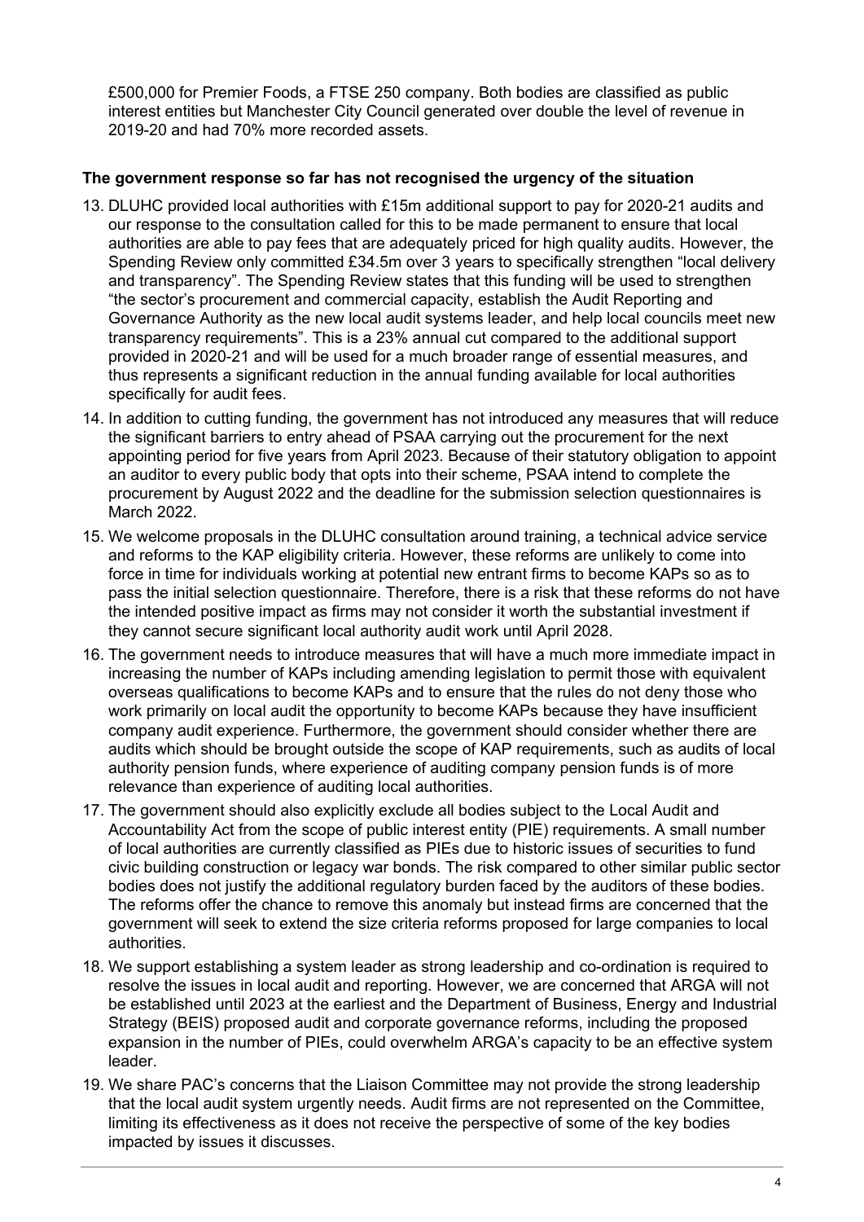£500,000 for Premier Foods, a FTSE 250 company. Both bodies are classified as public interest entities but Manchester City Council generated over double the level of revenue in 2019-20 and had 70% more recorded assets.

**The government response so far has not recognised the urgency of the situation**

13. DLUHC provided local authorities with £15m additional support to pay for 2020-21 audits and our response to the consultation called for this to be made permanent to ensure that local authorities are able to pay fees that are adequately priced for high quality audits. However, the Spending Review only committed £34.5m over 3 years to specifically strengthen "local delivery and transparency". The Spending Review states that this funding will be used to strengthen "the sector's procurement and commercial capacity, establish the Audit Reporting and Governance Authority as the new local audit systems leader, and help local councils meet new transparency requirements". This is a 23% annual cut compared to the additional support provided in 2020-21 and will be used for a much broader range of essential measures, and thus represents a significant reduction in the annual funding available for local authorities specifically for audit fees.
14. In addition to cutting funding, the government has not introduced any measures that will reduce the significant barriers to entry ahead of PSAA carrying out the procurement for the next appointing period for five years from April 2023. Because of their statutory obligation to appoint an auditor to every public body that opts into their scheme, PSAA intend to complete the procurement by August 2022 and the deadline for the submission selection questionnaires is March 2022.
15. We welcome proposals in the DLUHC consultation around training, a technical advice service and reforms to the KAP eligibility criteria. However, these reforms are unlikely to come into force in time for individuals working at potential new entrant firms to become KAPs so as to pass the initial selection questionnaire. Therefore, there is a risk that these reforms do not have the intended positive impact as firms may not consider it worth the substantial investment if they cannot secure significant local authority audit work until April 2028.
16. The government needs to introduce measures that will have a much more immediate impact in increasing the number of KAPs including amending legislation to permit those with equivalent overseas qualifications to become KAPs and to ensure that the rules do not deny those who work primarily on local audit the opportunity to become KAPs because they have insufficient company audit experience. Furthermore, the government should consider whether there are audits which should be brought outside the scope of KAP requirements, such as audits of local authority pension funds, where experience of auditing company pension funds is of more relevance than experience of auditing local authorities.
17. The government should also explicitly exclude all bodies subject to the Local Audit and Accountability Act from the scope of public interest entity (PIE) requirements. A small number of local authorities are currently classified as PIEs due to historic issues of securities to fund civic building construction or legacy war bonds. The risk compared to other similar public sector bodies does not justify the additional regulatory burden faced by the auditors of these bodies. The reforms offer the chance to remove this anomaly but instead firms are concerned that the government will seek to extend the size criteria reforms proposed for large companies to local authorities.
18. We support establishing a system leader as strong leadership and co-ordination is required to resolve the issues in local audit and reporting. However, we are concerned that ARGA will not be established until 2023 at the earliest and the Department of Business, Energy and Industrial Strategy (BEIS) proposed audit and corporate governance reforms, including the proposed expansion in the number of PIEs, could overwhelm ARGA's capacity to be an effective system leader.
19. We share PAC's concerns that the Liaison Committee may not provide the strong leadership that the local audit system urgently needs. Audit firms are not represented on the Committee, limiting its effectiveness as it does not receive the perspective of some of the key bodies impacted by issues it discusses.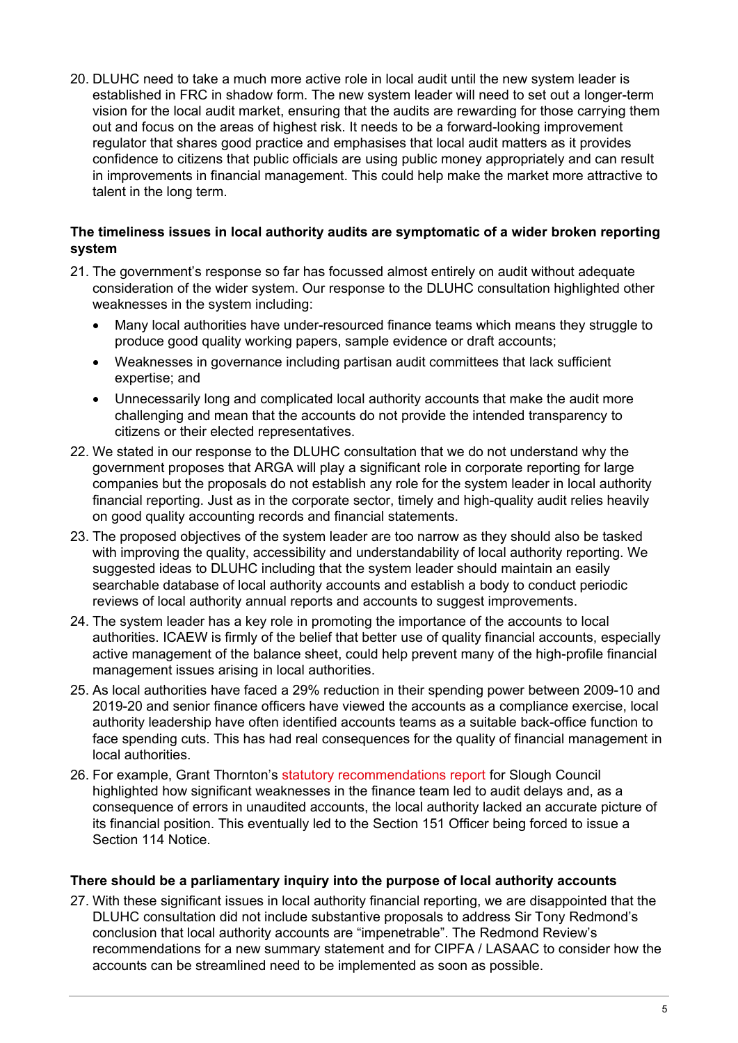20. DLUHC need to take a much more active role in local audit until the new system leader is established in FRC in shadow form. The new system leader will need to set out a longer-term vision for the local audit market, ensuring that the audits are rewarding for those carrying them out and focus on the areas of highest risk. It needs to be a forward-looking improvement regulator that shares good practice and emphasises that local audit matters as it provides confidence to citizens that public officials are using public money appropriately and can result in improvements in financial management. This could help make the market more attractive to talent in the long term.

**The timeliness issues in local authority audits are symptomatic of a wider broken reporting system**

21. The government's response so far has focussed almost entirely on audit without adequate consideration of the wider system. Our response to the DLUHC consultation highlighted other weaknesses in the system including:
    - Many local authorities have under-resourced finance teams which means they struggle to produce good quality working papers, sample evidence or draft accounts;
    - Weaknesses in governance including partisan audit committees that lack sufficient expertise; and
    - Unnecessarily long and complicated local authority accounts that make the audit more challenging and mean that the accounts do not provide the intended transparency to citizens or their elected representatives.
22. We stated in our response to the DLUHC consultation that we do not understand why the government proposes that ARGA will play a significant role in corporate reporting for large companies but the proposals do not establish any role for the system leader in local authority financial reporting. Just as in the corporate sector, timely and high-quality audit relies heavily on good quality accounting records and financial statements.
23. The proposed objectives of the system leader are too narrow as they should also be tasked with improving the quality, accessibility and understandability of local authority reporting. We suggested ideas to DLUHC including that the system leader should maintain an easily searchable database of local authority accounts and establish a body to conduct periodic reviews of local authority annual reports and accounts to suggest improvements.
24. The system leader has a key role in promoting the importance of the accounts to local authorities. ICAEW is firmly of the belief that better use of quality financial accounts, especially active management of the balance sheet, could help prevent many of the high-profile financial management issues arising in local authorities.
25. As local authorities have faced a 29% reduction in their spending power between 2009-10 and 2019-20 and senior finance officers have viewed the accounts as a compliance exercise, local authority leadership have often identified accounts teams as a suitable back-office function to face spending cuts. This has had real consequences for the quality of financial management in local authorities.
26. For example, Grant Thornton's statutory recommendations report for Slough Council highlighted how significant weaknesses in the finance team led to audit delays and, as a consequence of errors in unaudited accounts, the local authority lacked an accurate picture of its financial position. This eventually led to the Section 151 Officer being forced to issue a Section 114 Notice.

**There should be a parliamentary inquiry into the purpose of local authority accounts**

27. With these significant issues in local authority financial reporting, we are disappointed that the DLUHC consultation did not include substantive proposals to address Sir Tony Redmond's conclusion that local authority accounts are "impenetrable". The Redmond Review's recommendations for a new summary statement and for CIPFA / LASAAC to consider how the accounts can be streamlined need to be implemented as soon as possible.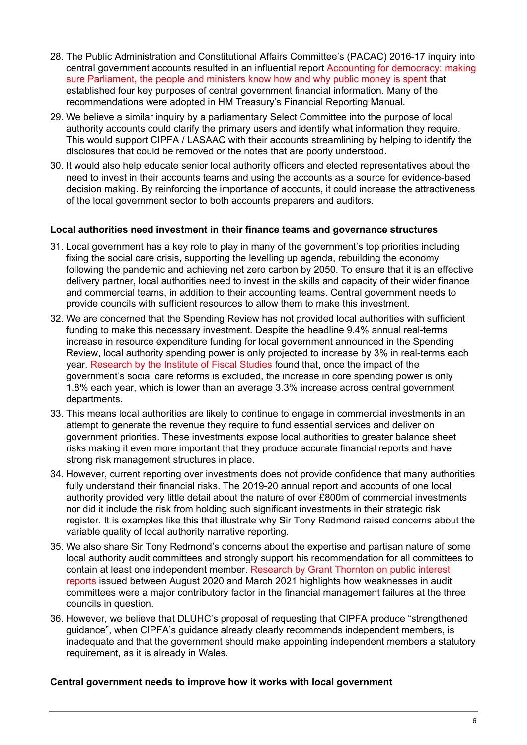28. The Public Administration and Constitutional Affairs Committee's (PACAC) 2016-17 inquiry into central government accounts resulted in an influential report Accounting for democracy: making sure Parliament, the people and ministers know how and why public money is spent that established four key purposes of central government financial information. Many of the recommendations were adopted in HM Treasury's Financial Reporting Manual.

29. We believe a similar inquiry by a parliamentary Select Committee into the purpose of local authority accounts could clarify the primary users and identify what information they require. This would support CIPFA / LASAAC with their accounts streamlining by helping to identify the disclosures that could be removed or the notes that are poorly understood.

30. It would also help educate senior local authority officers and elected representatives about the need to invest in their accounts teams and using the accounts as a source for evidence-based decision making. By reinforcing the importance of accounts, it could increase the attractiveness of the local government sector to both accounts preparers and auditors.

### Local authorities need investment in their finance teams and governance structures

31. Local government has a key role to play in many of the government's top priorities including fixing the social care crisis, supporting the levelling up agenda, rebuilding the economy following the pandemic and achieving net zero carbon by 2050. To ensure that it is an effective delivery partner, local authorities need to invest in the skills and capacity of their wider finance and commercial teams, in addition to their accounting teams. Central government needs to provide councils with sufficient resources to allow them to make this investment.

32. We are concerned that the Spending Review has not provided local authorities with sufficient funding to make this necessary investment. Despite the headline 9.4% annual real-terms increase in resource expenditure funding for local government announced in the Spending Review, local authority spending power is only projected to increase by 3% in real-terms each year. Research by the Institute of Fiscal Studies found that, once the impact of the government's social care reforms is excluded, the increase in core spending power is only 1.8% each year, which is lower than an average 3.3% increase across central government departments.

33. This means local authorities are likely to continue to engage in commercial investments in an attempt to generate the revenue they require to fund essential services and deliver on government priorities. These investments expose local authorities to greater balance sheet risks making it even more important that they produce accurate financial reports and have strong risk management structures in place.

34. However, current reporting over investments does not provide confidence that many authorities fully understand their financial risks. The 2019-20 annual report and accounts of one local authority provided very little detail about the nature of over £800m of commercial investments nor did it include the risk from holding such significant investments in their strategic risk register. It is examples like this that illustrate why Sir Tony Redmond raised concerns about the variable quality of local authority narrative reporting.

35. We also share Sir Tony Redmond's concerns about the expertise and partisan nature of some local authority audit committees and strongly support his recommendation for all committees to contain at least one independent member. Research by Grant Thornton on public interest reports issued between August 2020 and March 2021 highlights how weaknesses in audit committees were a major contributory factor in the financial management failures at the three councils in question.

36. However, we believe that DLUHC's proposal of requesting that CIPFA produce "strengthened guidance", when CIPFA's guidance already clearly recommends independent members, is inadequate and that the government should make appointing independent members a statutory requirement, as it is already in Wales.

### Central government needs to improve how it works with local government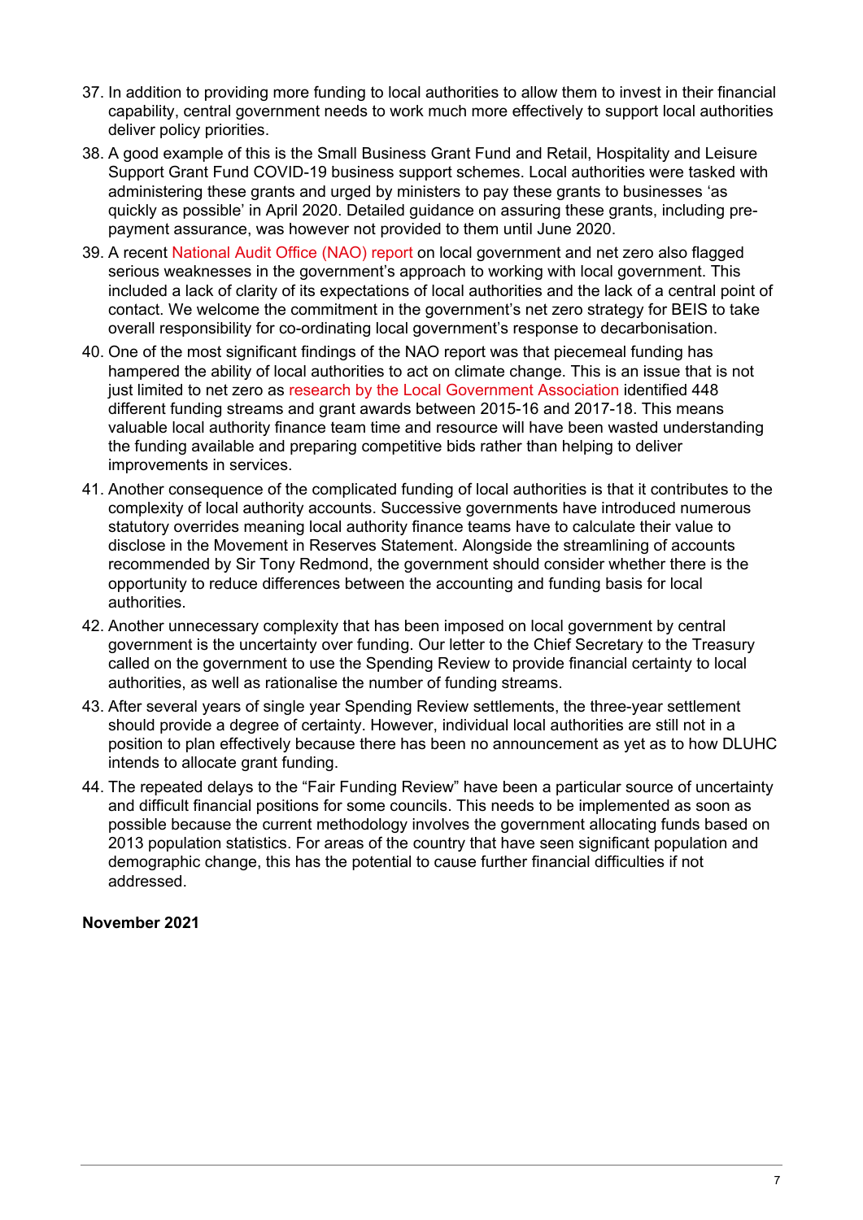37. In addition to providing more funding to local authorities to allow them to invest in their financial capability, central government needs to work much more effectively to support local authorities deliver policy priorities.

38. A good example of this is the Small Business Grant Fund and Retail, Hospitality and Leisure Support Grant Fund COVID-19 business support schemes. Local authorities were tasked with administering these grants and urged by ministers to pay these grants to businesses 'as quickly as possible' in April 2020. Detailed guidance on assuring these grants, including pre-payment assurance, was however not provided to them until June 2020.

39. A recent National Audit Office (NAO) report on local government and net zero also flagged serious weaknesses in the government's approach to working with local government. This included a lack of clarity of its expectations of local authorities and the lack of a central point of contact. We welcome the commitment in the government's net zero strategy for BEIS to take overall responsibility for co-ordinating local government's response to decarbonisation.

40. One of the most significant findings of the NAO report was that piecemeal funding has hampered the ability of local authorities to act on climate change. This is an issue that is not just limited to net zero as research by the Local Government Association identified 448 different funding streams and grant awards between 2015-16 and 2017-18. This means valuable local authority finance team time and resource will have been wasted understanding the funding available and preparing competitive bids rather than helping to deliver improvements in services.

41. Another consequence of the complicated funding of local authorities is that it contributes to the complexity of local authority accounts. Successive governments have introduced numerous statutory overrides meaning local authority finance teams have to calculate their value to disclose in the Movement in Reserves Statement. Alongside the streamlining of accounts recommended by Sir Tony Redmond, the government should consider whether there is the opportunity to reduce differences between the accounting and funding basis for local authorities.

42. Another unnecessary complexity that has been imposed on local government by central government is the uncertainty over funding. Our letter to the Chief Secretary to the Treasury called on the government to use the Spending Review to provide financial certainty to local authorities, as well as rationalise the number of funding streams.

43. After several years of single year Spending Review settlements, the three-year settlement should provide a degree of certainty. However, individual local authorities are still not in a position to plan effectively because there has been no announcement as yet as to how DLUHC intends to allocate grant funding.

44. The repeated delays to the "Fair Funding Review" have been a particular source of uncertainty and difficult financial positions for some councils. This needs to be implemented as soon as possible because the current methodology involves the government allocating funds based on 2013 population statistics. For areas of the country that have seen significant population and demographic change, this has the potential to cause further financial difficulties if not addressed.

**November 2021**